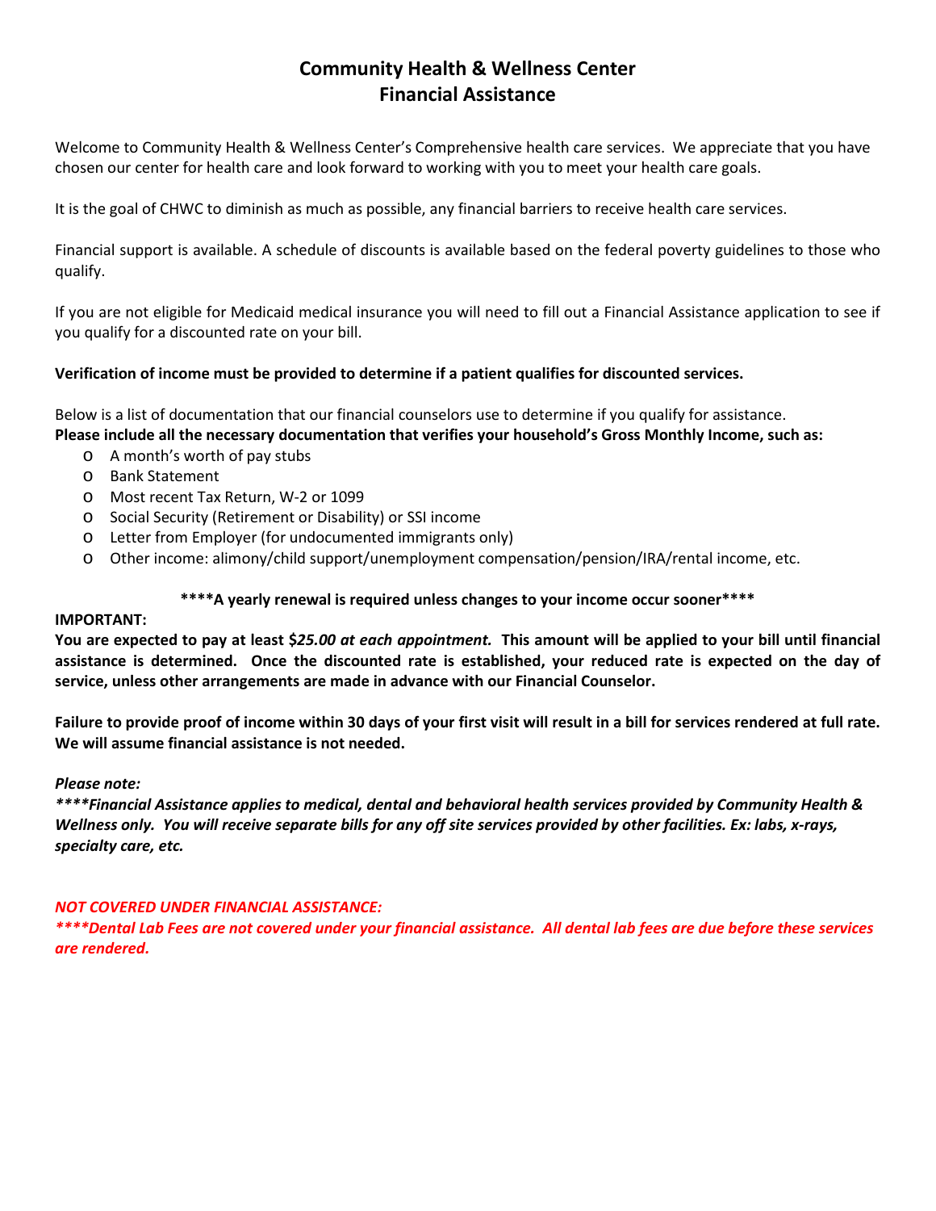# Community Health & Wellness Center
# Financial Assistance

Welcome to Community Health & Wellness Center's Comprehensive health care services. We appreciate that you have chosen our center for health care and look forward to working with you to meet your health care goals.

It is the goal of CHWC to diminish as much as possible, any financial barriers to receive health care services.

Financial support is available. A schedule of discounts is available based on the federal poverty guidelines to those who qualify.

If you are not eligible for Medicaid medical insurance you will need to fill out a Financial Assistance application to see if you qualify for a discounted rate on your bill.

**Verification of income must be provided to determine if a patient qualifies for discounted services.**

Below is a list of documentation that our financial counselors use to determine if you qualify for assistance.
**Please include all the necessary documentation that verifies your household's Gross Monthly Income, such as:**

- A month's worth of pay stubs
- Bank Statement
- Most recent Tax Return, W-2 or 1099
- Social Security (Retirement or Disability) or SSI income
- Letter from Employer (for undocumented immigrants only)
- Other income: alimony/child support/unemployment compensation/pension/IRA/rental income, etc.

**\*\*\*\*A yearly renewal is required unless changes to your income occur sooner\*\*\*\***

**IMPORTANT:**
**You are expected to pay at least $*25.00 at each appointment.* This amount will be applied to your bill until financial assistance is determined. Once the discounted rate is established, your reduced rate is expected on the day of service, unless other arrangements are made in advance with our Financial Counselor.**

**Failure to provide proof of income within 30 days of your first visit will result in a bill for services rendered at full rate. We will assume financial assistance is not needed.**

***Please note:***
***\*\*\*\*Financial Assistance applies to medical, dental and behavioral health services provided by Community Health & Wellness only. You will receive separate bills for any off site services provided by other facilities. Ex: labs, x-rays, specialty care, etc.***

***NOT COVERED UNDER FINANCIAL ASSISTANCE:***
***\*\*\*\*Dental Lab Fees are not covered under your financial assistance. All dental lab fees are due before these services are rendered.***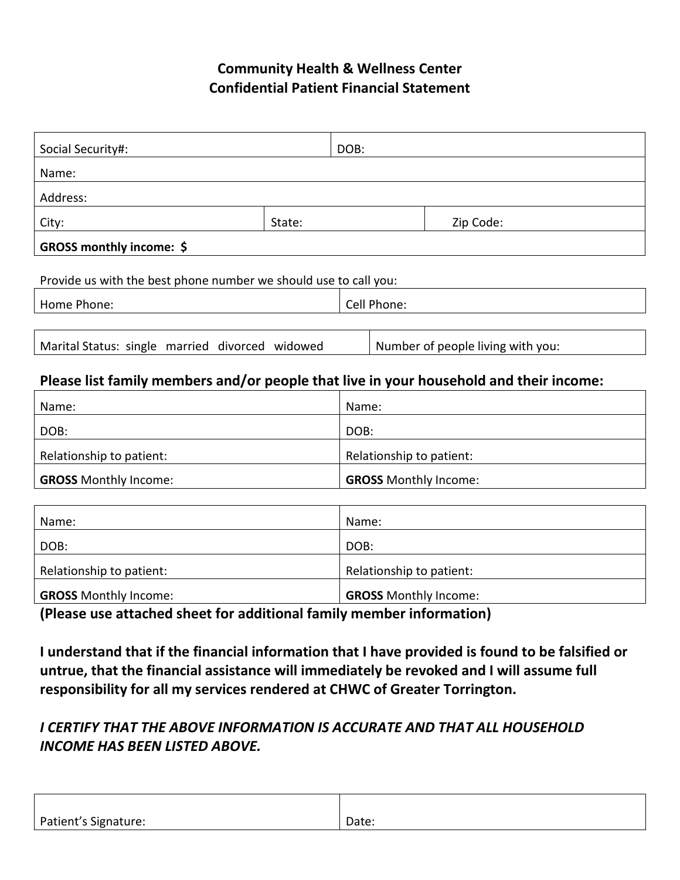# Community Health & Wellness Center
## Confidential Patient Financial Statement

| Social Security#: | | DOB: |
|---|---|---|
| Name: | | |
| Address: | | |
| City: | State: | Zip Code: |
| **GROSS monthly income: $** | | |

Provide us with the best phone number we should use to call you:

| Home Phone: | Cell Phone: |
|---|---|

| Marital Status: single married divorced widowed | Number of people living with you: |
|---|---|

### Please list family members and/or people that live in your household and their income:

| Name: | Name: |
|---|---|
| DOB: | DOB: |
| Relationship to patient: | Relationship to patient: |
| **GROSS** Monthly Income: | **GROSS** Monthly Income: |

| Name: | Name: |
|---|---|
| DOB: | DOB: |
| Relationship to patient: | Relationship to patient: |
| **GROSS** Monthly Income: | **GROSS** Monthly Income: |

**(Please use attached sheet for additional family member information)**

**I understand that if the financial information that I have provided is found to be falsified or untrue, that the financial assistance will immediately be revoked and I will assume full responsibility for all my services rendered at CHWC of Greater Torrington.**

***I CERTIFY THAT THE ABOVE INFORMATION IS ACCURATE AND THAT ALL HOUSEHOLD INCOME HAS BEEN LISTED ABOVE.***

| Patient's Signature: | Date: |
|---|---|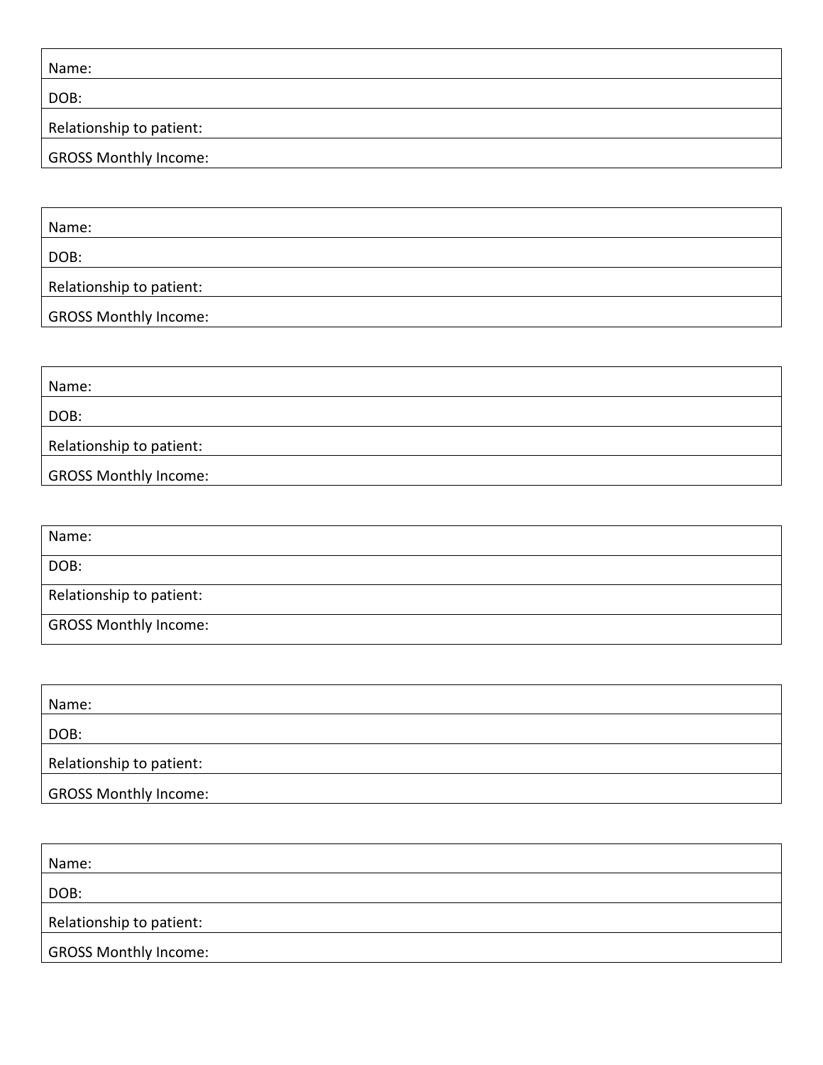| |
|---|
| Name: |
| DOB: |
| Relationship to patient: |
| GROSS Monthly Income: |

| |
|---|
| Name: |
| DOB: |
| Relationship to patient: |
| GROSS Monthly Income: |

| |
|---|
| Name: |
| DOB: |
| Relationship to patient: |
| GROSS Monthly Income: |

| |
|---|
| Name: |
| DOB: |
| Relationship to patient: |
| GROSS Monthly Income: |

| |
|---|
| Name: |
| DOB: |
| Relationship to patient: |
| GROSS Monthly Income: |

| |
|---|
| Name: |
| DOB: |
| Relationship to patient: |
| GROSS Monthly Income: |